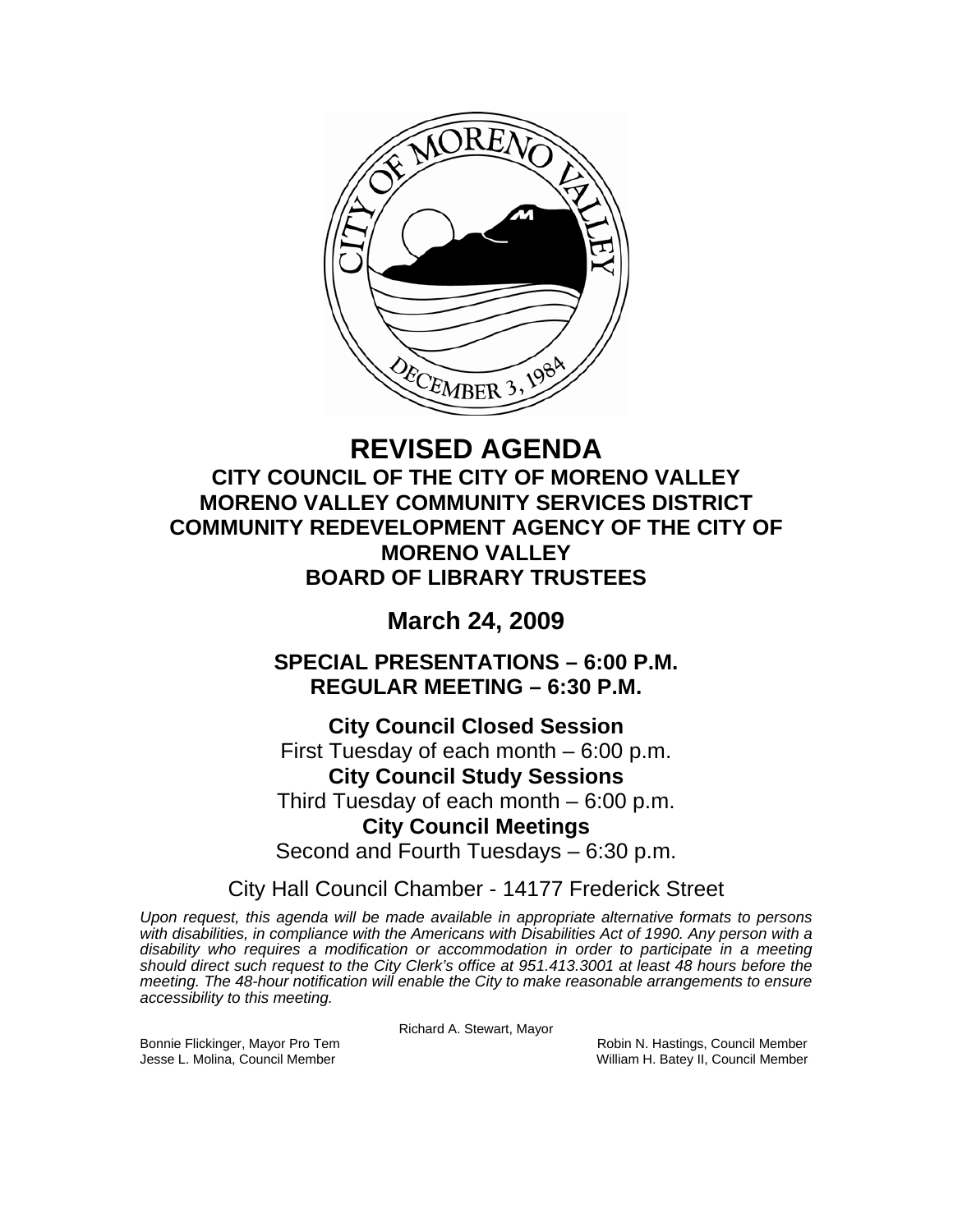# REVISED AGENDA

## CITY COUNCIL OF THE CITY OF MORENO VALLEY
## MORENO VALLEY COMMUNITY SERVICES DISTRICT
## COMMUNITY REDEVELOPMENT AGENCY OF THE CITY OF MORENO VALLEY
## BOARD OF LIBRARY TRUSTEES

## March 24, 2009

### SPECIAL PRESENTATIONS – 6:00 P.M.
### REGULAR MEETING – 6:30 P.M.

**City Council Closed Session**
First Tuesday of each month – 6:00 p.m.

**City Council Study Sessions**
Third Tuesday of each month – 6:00 p.m.

**City Council Meetings**
Second and Fourth Tuesdays – 6:30 p.m.

City Hall Council Chamber - 14177 Frederick Street

*Upon request, this agenda will be made available in appropriate alternative formats to persons with disabilities, in compliance with the Americans with Disabilities Act of 1990. Any person with a disability who requires a modification or accommodation in order to participate in a meeting should direct such request to the City Clerk's office at 951.413.3001 at least 48 hours before the meeting. The 48-hour notification will enable the City to make reasonable arrangements to ensure accessibility to this meeting.*

Richard A. Stewart, Mayor

Bonnie Flickinger, Mayor Pro Tem
Robin N. Hastings, Council Member
Jesse L. Molina, Council Member
William H. Batey II, Council Member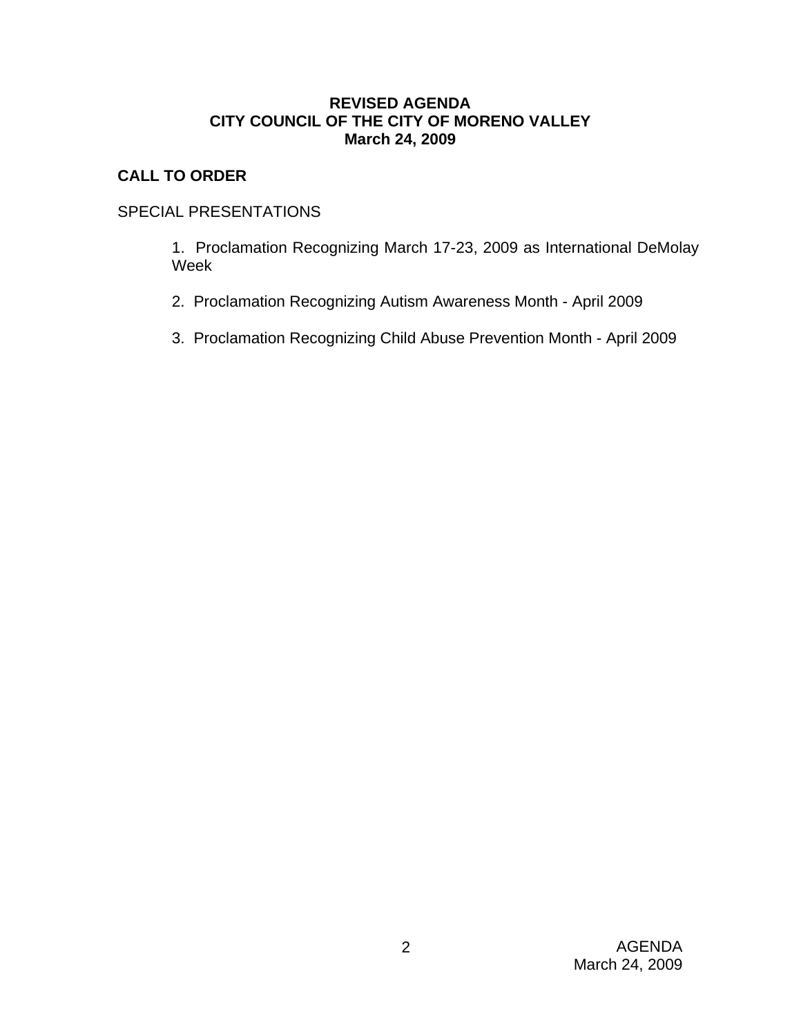**REVISED AGENDA**
**CITY COUNCIL OF THE CITY OF MORENO VALLEY**
**March 24, 2009**

## CALL TO ORDER

SPECIAL PRESENTATIONS

1. Proclamation Recognizing March 17-23, 2009 as International DeMolay Week

2. Proclamation Recognizing Autism Awareness Month - April 2009

3. Proclamation Recognizing Child Abuse Prevention Month - April 2009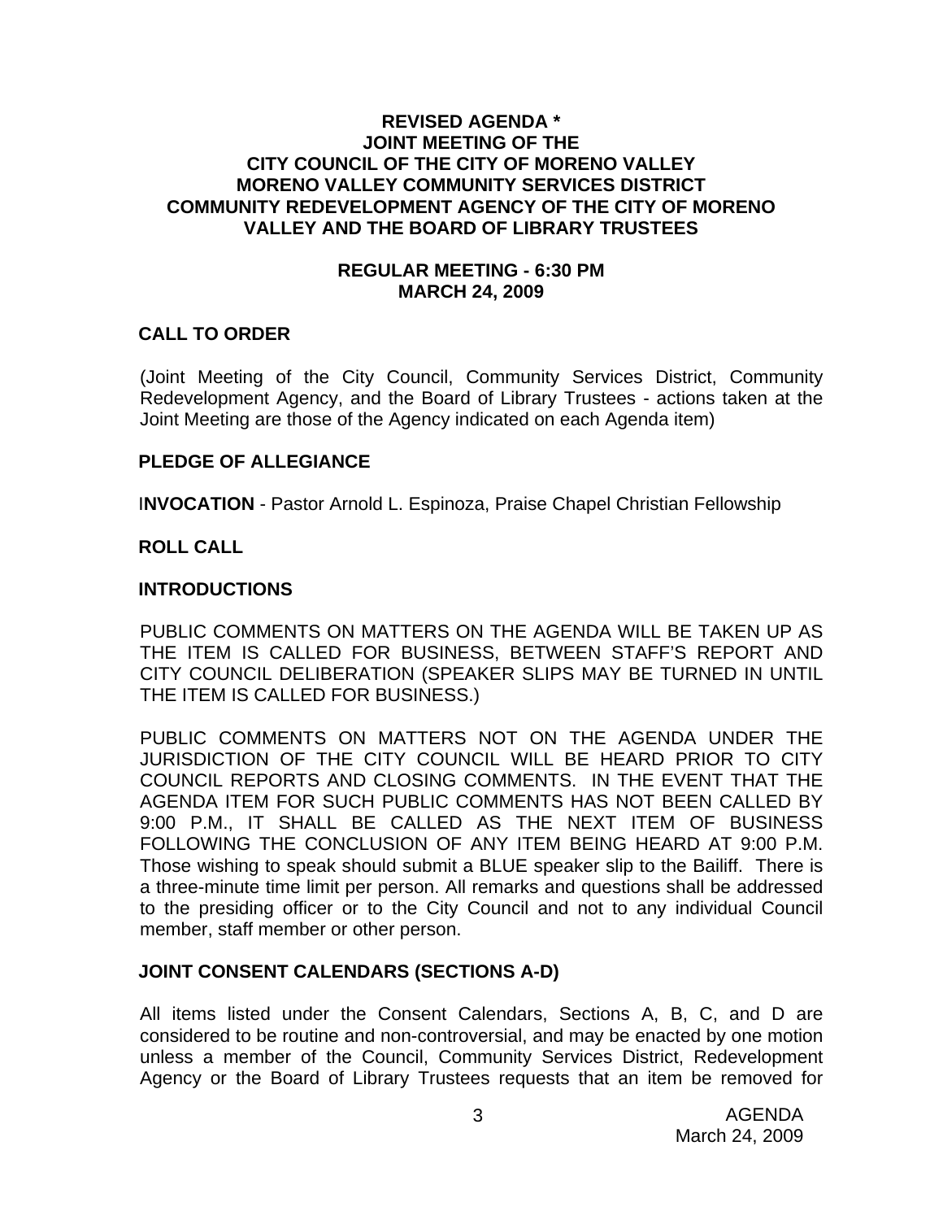# REVISED AGENDA *
# JOINT MEETING OF THE
# CITY COUNCIL OF THE CITY OF MORENO VALLEY
# MORENO VALLEY COMMUNITY SERVICES DISTRICT
# COMMUNITY REDEVELOPMENT AGENCY OF THE CITY OF MORENO VALLEY AND THE BOARD OF LIBRARY TRUSTEES

## REGULAR MEETING - 6:30 PM
## MARCH 24, 2009

**CALL TO ORDER**

(Joint Meeting of the City Council, Community Services District, Community Redevelopment Agency, and the Board of Library Trustees - actions taken at the Joint Meeting are those of the Agency indicated on each Agenda item)

**PLEDGE OF ALLEGIANCE**

**INVOCATION** - Pastor Arnold L. Espinoza, Praise Chapel Christian Fellowship

**ROLL CALL**

**INTRODUCTIONS**

PUBLIC COMMENTS ON MATTERS ON THE AGENDA WILL BE TAKEN UP AS THE ITEM IS CALLED FOR BUSINESS, BETWEEN STAFF'S REPORT AND CITY COUNCIL DELIBERATION (SPEAKER SLIPS MAY BE TURNED IN UNTIL THE ITEM IS CALLED FOR BUSINESS.)

PUBLIC COMMENTS ON MATTERS NOT ON THE AGENDA UNDER THE JURISDICTION OF THE CITY COUNCIL WILL BE HEARD PRIOR TO CITY COUNCIL REPORTS AND CLOSING COMMENTS. IN THE EVENT THAT THE AGENDA ITEM FOR SUCH PUBLIC COMMENTS HAS NOT BEEN CALLED BY 9:00 P.M., IT SHALL BE CALLED AS THE NEXT ITEM OF BUSINESS FOLLOWING THE CONCLUSION OF ANY ITEM BEING HEARD AT 9:00 P.M. Those wishing to speak should submit a BLUE speaker slip to the Bailiff. There is a three-minute time limit per person. All remarks and questions shall be addressed to the presiding officer or to the City Council and not to any individual Council member, staff member or other person.

**JOINT CONSENT CALENDARS (SECTIONS A-D)**

All items listed under the Consent Calendars, Sections A, B, C, and D are considered to be routine and non-controversial, and may be enacted by one motion unless a member of the Council, Community Services District, Redevelopment Agency or the Board of Library Trustees requests that an item be removed for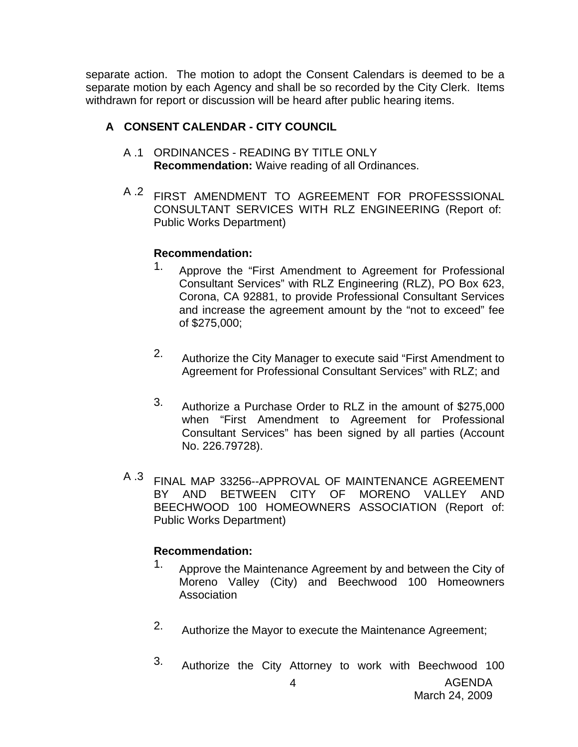separate action. The motion to adopt the Consent Calendars is deemed to be a separate motion by each Agency and shall be so recorded by the City Clerk. Items withdrawn for report or discussion will be heard after public hearing items.

## A CONSENT CALENDAR - CITY COUNCIL

A .1 ORDINANCES - READING BY TITLE ONLY
**Recommendation:** Waive reading of all Ordinances.

A .2 FIRST AMENDMENT TO AGREEMENT FOR PROFESSSIONAL CONSULTANT SERVICES WITH RLZ ENGINEERING (Report of: Public Works Department)

**Recommendation:**

1. Approve the "First Amendment to Agreement for Professional Consultant Services" with RLZ Engineering (RLZ), PO Box 623, Corona, CA 92881, to provide Professional Consultant Services and increase the agreement amount by the "not to exceed" fee of $275,000;

2. Authorize the City Manager to execute said "First Amendment to Agreement for Professional Consultant Services" with RLZ; and

3. Authorize a Purchase Order to RLZ in the amount of $275,000 when "First Amendment to Agreement for Professional Consultant Services" has been signed by all parties (Account No. 226.79728).

A .3 FINAL MAP 33256--APPROVAL OF MAINTENANCE AGREEMENT BY AND BETWEEN CITY OF MORENO VALLEY AND BEECHWOOD 100 HOMEOWNERS ASSOCIATION (Report of: Public Works Department)

**Recommendation:**

1. Approve the Maintenance Agreement by and between the City of Moreno Valley (City) and Beechwood 100 Homeowners Association

2. Authorize the Mayor to execute the Maintenance Agreement;

3. Authorize the City Attorney to work with Beechwood 100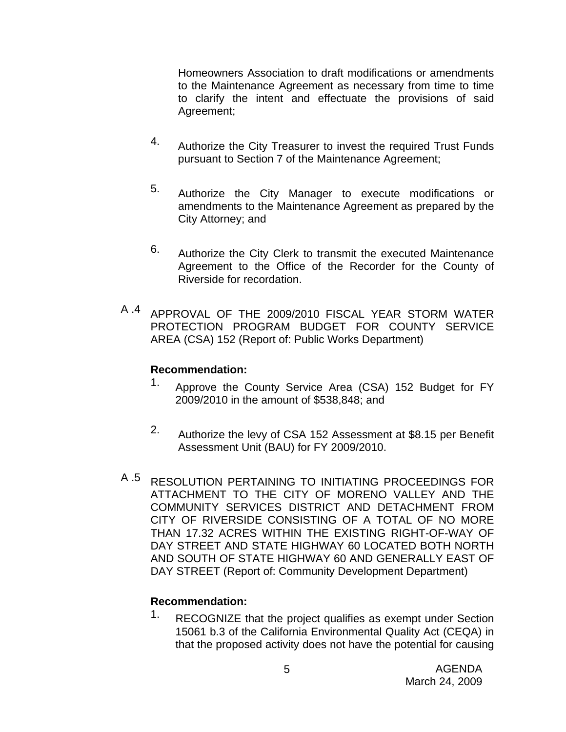Homeowners Association to draft modifications or amendments to the Maintenance Agreement as necessary from time to time to clarify the intent and effectuate the provisions of said Agreement;

4. Authorize the City Treasurer to invest the required Trust Funds pursuant to Section 7 of the Maintenance Agreement;

5. Authorize the City Manager to execute modifications or amendments to the Maintenance Agreement as prepared by the City Attorney; and

6. Authorize the City Clerk to transmit the executed Maintenance Agreement to the Office of the Recorder for the County of Riverside for recordation.

A .4 APPROVAL OF THE 2009/2010 FISCAL YEAR STORM WATER PROTECTION PROGRAM BUDGET FOR COUNTY SERVICE AREA (CSA) 152 (Report of: Public Works Department)

**Recommendation:**

1. Approve the County Service Area (CSA) 152 Budget for FY 2009/2010 in the amount of $538,848; and

2. Authorize the levy of CSA 152 Assessment at $8.15 per Benefit Assessment Unit (BAU) for FY 2009/2010.

A .5 RESOLUTION PERTAINING TO INITIATING PROCEEDINGS FOR ATTACHMENT TO THE CITY OF MORENO VALLEY AND THE COMMUNITY SERVICES DISTRICT AND DETACHMENT FROM CITY OF RIVERSIDE CONSISTING OF A TOTAL OF NO MORE THAN 17.32 ACRES WITHIN THE EXISTING RIGHT-OF-WAY OF DAY STREET AND STATE HIGHWAY 60 LOCATED BOTH NORTH AND SOUTH OF STATE HIGHWAY 60 AND GENERALLY EAST OF DAY STREET (Report of: Community Development Department)

**Recommendation:**

1. RECOGNIZE that the project qualifies as exempt under Section 15061 b.3 of the California Environmental Quality Act (CEQA) in that the proposed activity does not have the potential for causing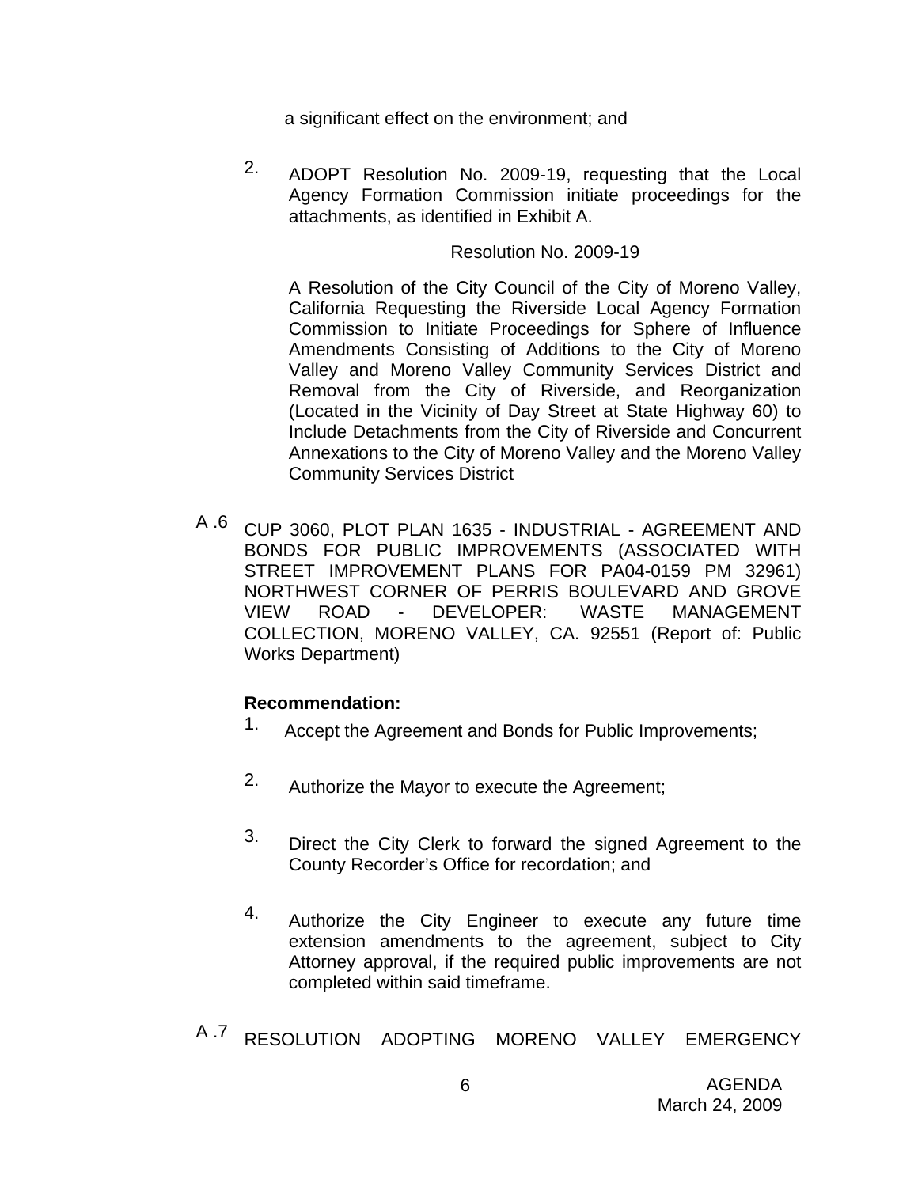a significant effect on the environment; and

2. ADOPT Resolution No. 2009-19, requesting that the Local Agency Formation Commission initiate proceedings for the attachments, as identified in Exhibit A.

Resolution No. 2009-19

A Resolution of the City Council of the City of Moreno Valley, California Requesting the Riverside Local Agency Formation Commission to Initiate Proceedings for Sphere of Influence Amendments Consisting of Additions to the City of Moreno Valley and Moreno Valley Community Services District and Removal from the City of Riverside, and Reorganization (Located in the Vicinity of Day Street at State Highway 60) to Include Detachments from the City of Riverside and Concurrent Annexations to the City of Moreno Valley and the Moreno Valley Community Services District

A .6 CUP 3060, PLOT PLAN 1635 - INDUSTRIAL - AGREEMENT AND BONDS FOR PUBLIC IMPROVEMENTS (ASSOCIATED WITH STREET IMPROVEMENT PLANS FOR PA04-0159 PM 32961) NORTHWEST CORNER OF PERRIS BOULEVARD AND GROVE VIEW ROAD - DEVELOPER: WASTE MANAGEMENT COLLECTION, MORENO VALLEY, CA. 92551 (Report of: Public Works Department)

**Recommendation:**

1. Accept the Agreement and Bonds for Public Improvements;

2. Authorize the Mayor to execute the Agreement;

3. Direct the City Clerk to forward the signed Agreement to the County Recorder's Office for recordation; and

4. Authorize the City Engineer to execute any future time extension amendments to the agreement, subject to City Attorney approval, if the required public improvements are not completed within said timeframe.

A .7 RESOLUTION ADOPTING MORENO VALLEY EMERGENCY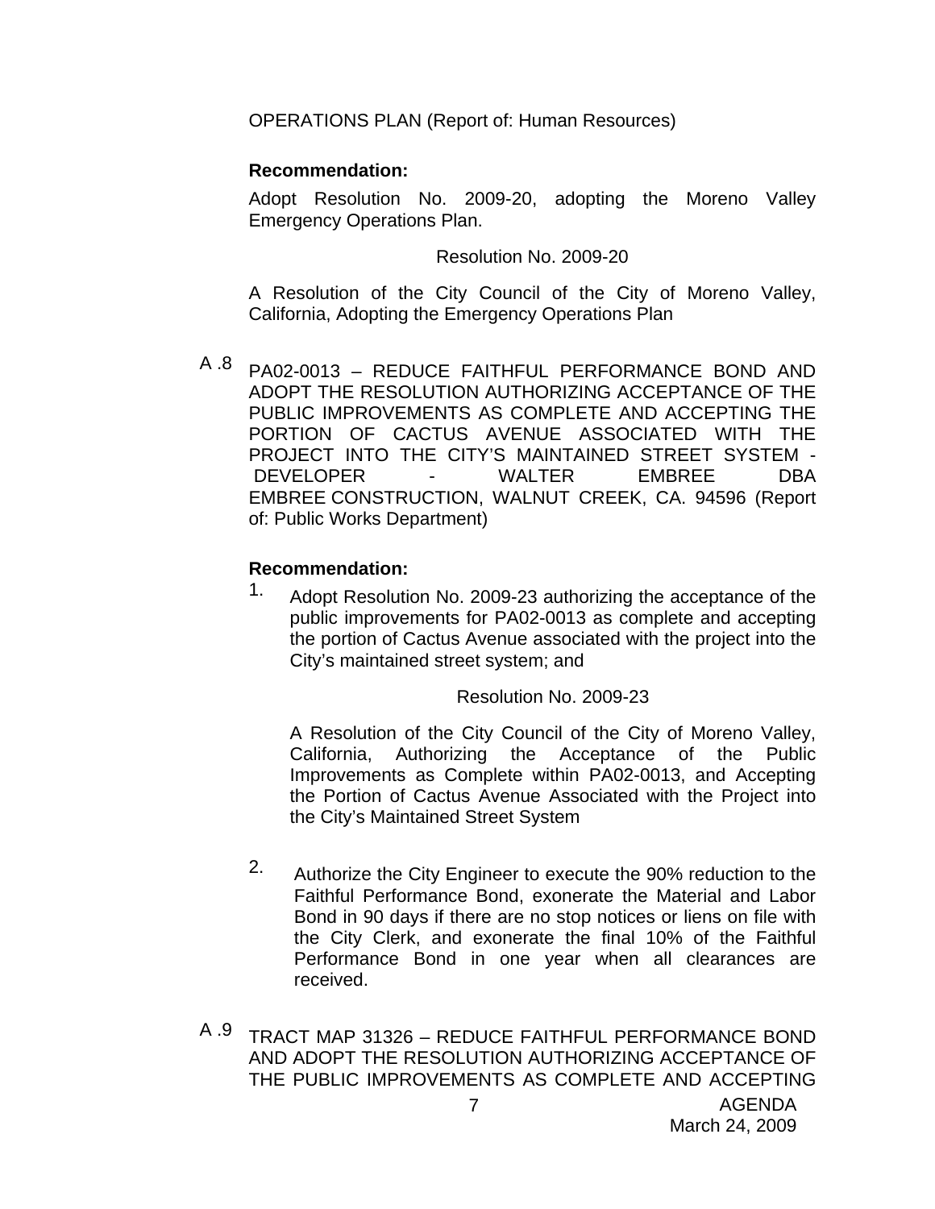OPERATIONS PLAN (Report of: Human Resources)

**Recommendation:**

Adopt Resolution No. 2009-20, adopting the Moreno Valley Emergency Operations Plan.

Resolution No. 2009-20

A Resolution of the City Council of the City of Moreno Valley, California, Adopting the Emergency Operations Plan

A .8 PA02-0013 – REDUCE FAITHFUL PERFORMANCE BOND AND ADOPT THE RESOLUTION AUTHORIZING ACCEPTANCE OF THE PUBLIC IMPROVEMENTS AS COMPLETE AND ACCEPTING THE PORTION OF CACTUS AVENUE ASSOCIATED WITH THE PROJECT INTO THE CITY'S MAINTAINED STREET SYSTEM - DEVELOPER - WALTER EMBREE DBA EMBREE CONSTRUCTION, WALNUT CREEK, CA. 94596 (Report of: Public Works Department)

**Recommendation:**

1. Adopt Resolution No. 2009-23 authorizing the acceptance of the public improvements for PA02-0013 as complete and accepting the portion of Cactus Avenue associated with the project into the City's maintained street system; and

   Resolution No. 2009-23

   A Resolution of the City Council of the City of Moreno Valley, California, Authorizing the Acceptance of the Public Improvements as Complete within PA02-0013, and Accepting the Portion of Cactus Avenue Associated with the Project into the City's Maintained Street System

2. Authorize the City Engineer to execute the 90% reduction to the Faithful Performance Bond, exonerate the Material and Labor Bond in 90 days if there are no stop notices or liens on file with the City Clerk, and exonerate the final 10% of the Faithful Performance Bond in one year when all clearances are received.

A .9 TRACT MAP 31326 – REDUCE FAITHFUL PERFORMANCE BOND AND ADOPT THE RESOLUTION AUTHORIZING ACCEPTANCE OF THE PUBLIC IMPROVEMENTS AS COMPLETE AND ACCEPTING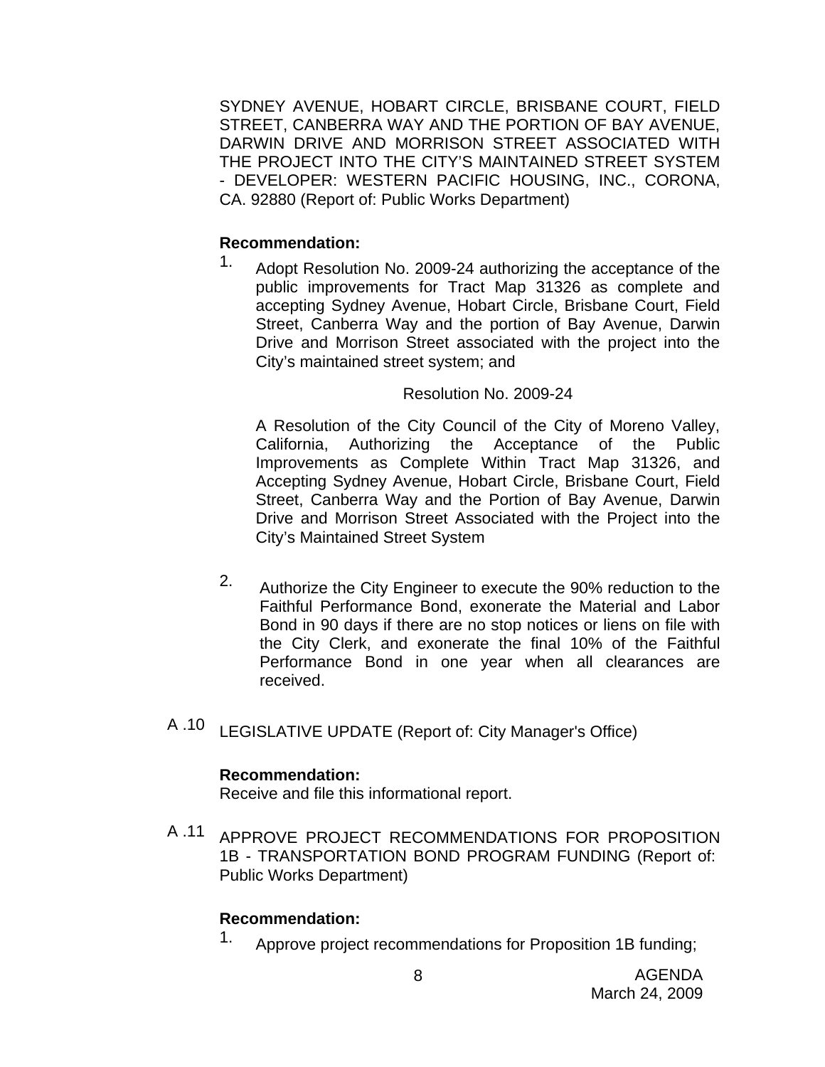SYDNEY AVENUE, HOBART CIRCLE, BRISBANE COURT, FIELD STREET, CANBERRA WAY AND THE PORTION OF BAY AVENUE, DARWIN DRIVE AND MORRISON STREET ASSOCIATED WITH THE PROJECT INTO THE CITY'S MAINTAINED STREET SYSTEM - DEVELOPER: WESTERN PACIFIC HOUSING, INC., CORONA, CA. 92880 (Report of: Public Works Department)

**Recommendation:**

1. Adopt Resolution No. 2009-24 authorizing the acceptance of the public improvements for Tract Map 31326 as complete and accepting Sydney Avenue, Hobart Circle, Brisbane Court, Field Street, Canberra Way and the portion of Bay Avenue, Darwin Drive and Morrison Street associated with the project into the City's maintained street system; and

   Resolution No. 2009-24

   A Resolution of the City Council of the City of Moreno Valley, California, Authorizing the Acceptance of the Public Improvements as Complete Within Tract Map 31326, and Accepting Sydney Avenue, Hobart Circle, Brisbane Court, Field Street, Canberra Way and the Portion of Bay Avenue, Darwin Drive and Morrison Street Associated with the Project into the City's Maintained Street System

2. Authorize the City Engineer to execute the 90% reduction to the Faithful Performance Bond, exonerate the Material and Labor Bond in 90 days if there are no stop notices or liens on file with the City Clerk, and exonerate the final 10% of the Faithful Performance Bond in one year when all clearances are received.

A .10 LEGISLATIVE UPDATE (Report of: City Manager's Office)

**Recommendation:**

Receive and file this informational report.

A .11 APPROVE PROJECT RECOMMENDATIONS FOR PROPOSITION 1B - TRANSPORTATION BOND PROGRAM FUNDING (Report of: Public Works Department)

**Recommendation:**

1. Approve project recommendations for Proposition 1B funding;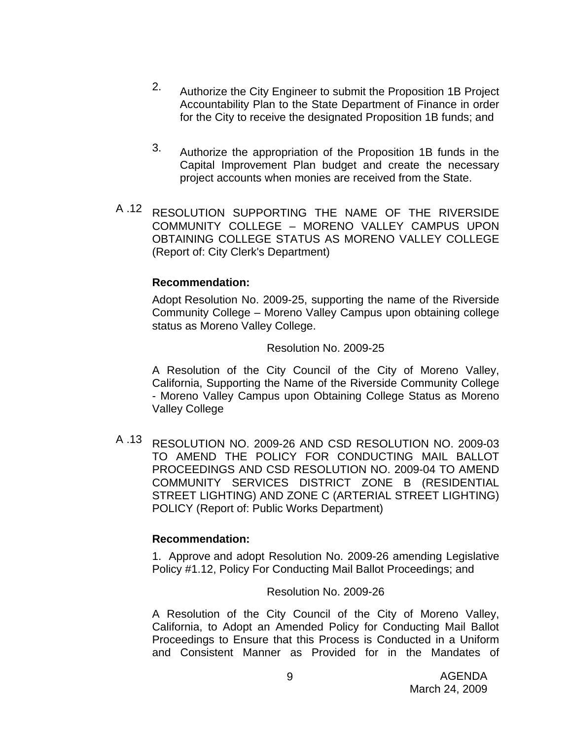2. Authorize the City Engineer to submit the Proposition 1B Project Accountability Plan to the State Department of Finance in order for the City to receive the designated Proposition 1B funds; and

3. Authorize the appropriation of the Proposition 1B funds in the Capital Improvement Plan budget and create the necessary project accounts when monies are received from the State.

A .12 RESOLUTION SUPPORTING THE NAME OF THE RIVERSIDE COMMUNITY COLLEGE – MORENO VALLEY CAMPUS UPON OBTAINING COLLEGE STATUS AS MORENO VALLEY COLLEGE (Report of: City Clerk's Department)

**Recommendation:**

Adopt Resolution No. 2009-25, supporting the name of the Riverside Community College – Moreno Valley Campus upon obtaining college status as Moreno Valley College.

Resolution No. 2009-25

A Resolution of the City Council of the City of Moreno Valley, California, Supporting the Name of the Riverside Community College - Moreno Valley Campus upon Obtaining College Status as Moreno Valley College

A .13 RESOLUTION NO. 2009-26 AND CSD RESOLUTION NO. 2009-03 TO AMEND THE POLICY FOR CONDUCTING MAIL BALLOT PROCEEDINGS AND CSD RESOLUTION NO. 2009-04 TO AMEND COMMUNITY SERVICES DISTRICT ZONE B (RESIDENTIAL STREET LIGHTING) AND ZONE C (ARTERIAL STREET LIGHTING) POLICY (Report of: Public Works Department)

**Recommendation:**

1. Approve and adopt Resolution No. 2009-26 amending Legislative Policy #1.12, Policy For Conducting Mail Ballot Proceedings; and

Resolution No. 2009-26

A Resolution of the City Council of the City of Moreno Valley, California, to Adopt an Amended Policy for Conducting Mail Ballot Proceedings to Ensure that this Process is Conducted in a Uniform and Consistent Manner as Provided for in the Mandates of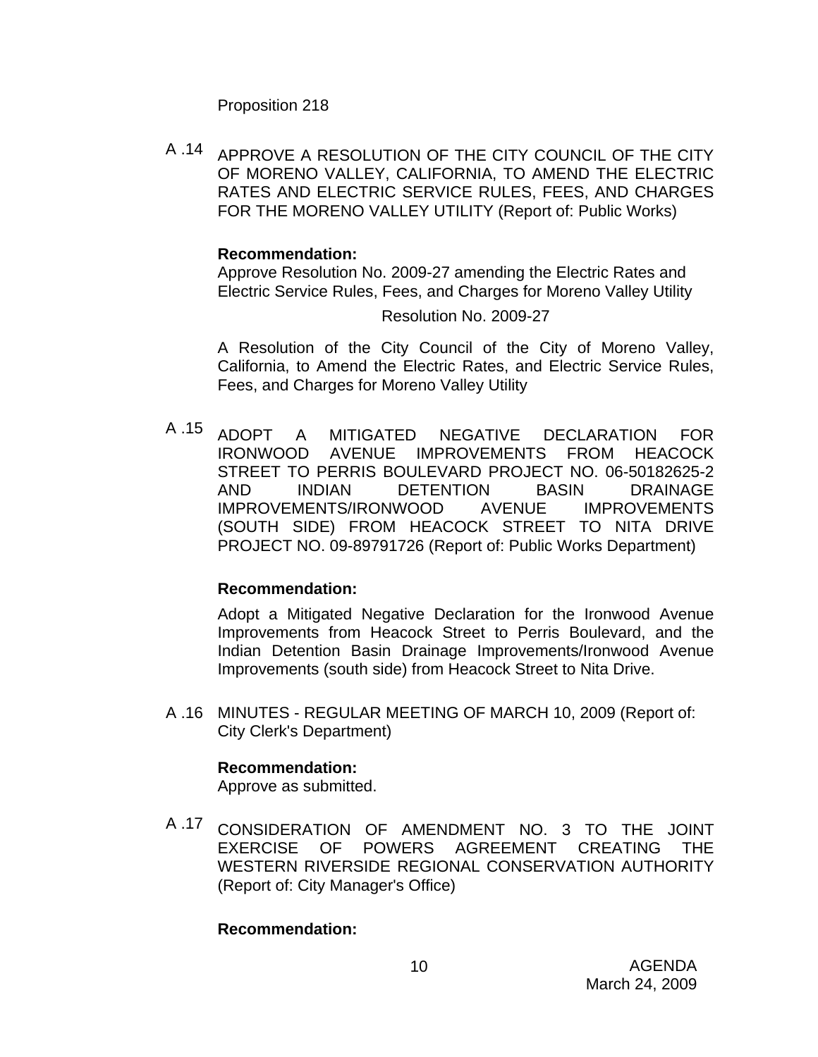Proposition 218

A .14 APPROVE A RESOLUTION OF THE CITY COUNCIL OF THE CITY OF MORENO VALLEY, CALIFORNIA, TO AMEND THE ELECTRIC RATES AND ELECTRIC SERVICE RULES, FEES, AND CHARGES FOR THE MORENO VALLEY UTILITY (Report of: Public Works)

**Recommendation:**
Approve Resolution No. 2009-27 amending the Electric Rates and Electric Service Rules, Fees, and Charges for Moreno Valley Utility

Resolution No. 2009-27

A Resolution of the City Council of the City of Moreno Valley, California, to Amend the Electric Rates, and Electric Service Rules, Fees, and Charges for Moreno Valley Utility

A .15 ADOPT A MITIGATED NEGATIVE DECLARATION FOR IRONWOOD AVENUE IMPROVEMENTS FROM HEACOCK STREET TO PERRIS BOULEVARD PROJECT NO. 06-50182625-2 AND INDIAN DETENTION BASIN DRAINAGE IMPROVEMENTS/IRONWOOD AVENUE IMPROVEMENTS (SOUTH SIDE) FROM HEACOCK STREET TO NITA DRIVE PROJECT NO. 09-89791726 (Report of: Public Works Department)

**Recommendation:**

Adopt a Mitigated Negative Declaration for the Ironwood Avenue Improvements from Heacock Street to Perris Boulevard, and the Indian Detention Basin Drainage Improvements/Ironwood Avenue Improvements (south side) from Heacock Street to Nita Drive.

A .16 MINUTES - REGULAR MEETING OF MARCH 10, 2009 (Report of: City Clerk's Department)

**Recommendation:**
Approve as submitted.

A .17 CONSIDERATION OF AMENDMENT NO. 3 TO THE JOINT EXERCISE OF POWERS AGREEMENT CREATING THE WESTERN RIVERSIDE REGIONAL CONSERVATION AUTHORITY (Report of: City Manager's Office)

**Recommendation:**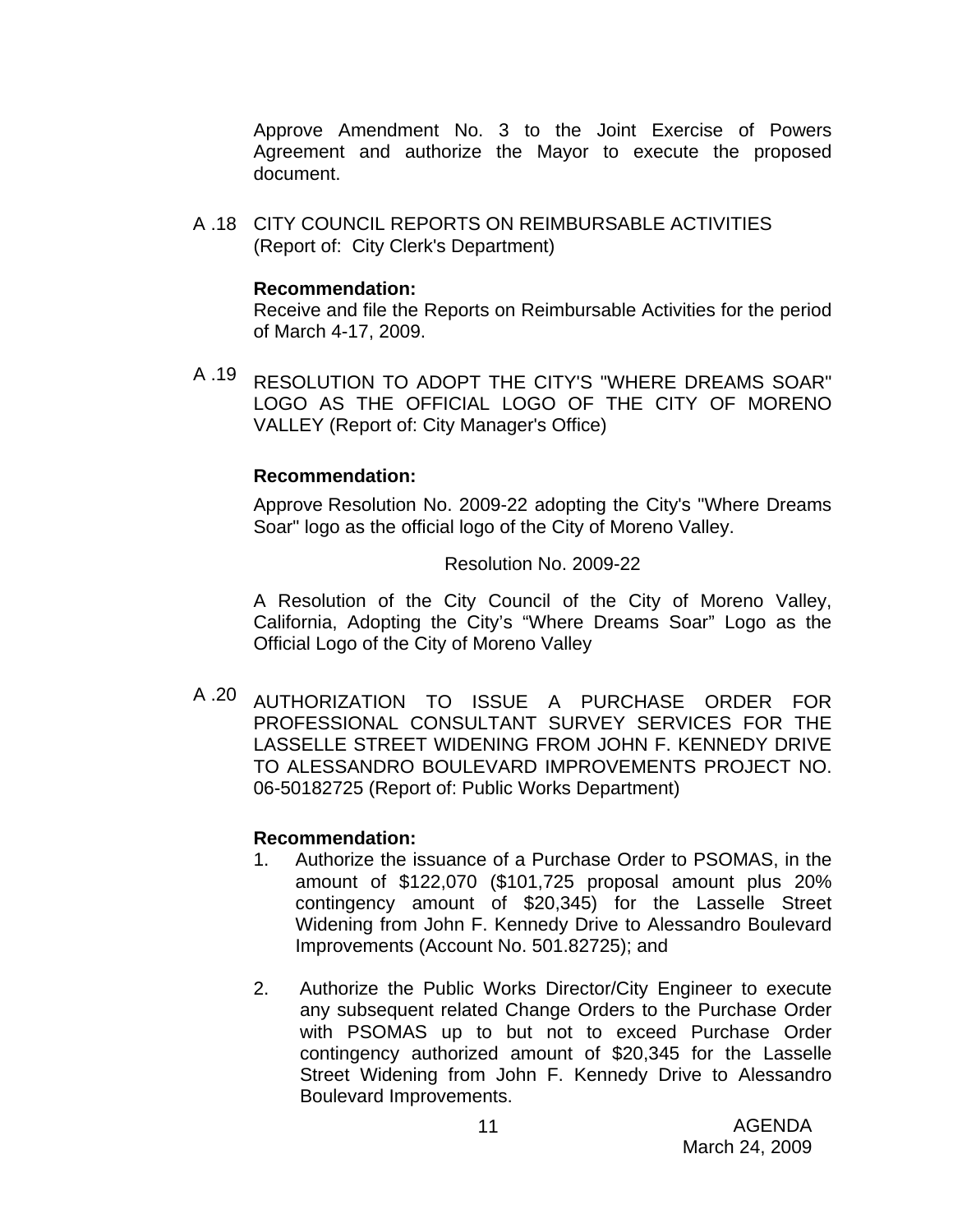Approve Amendment No. 3 to the Joint Exercise of Powers Agreement and authorize the Mayor to execute the proposed document.

A .18 CITY COUNCIL REPORTS ON REIMBURSABLE ACTIVITIES (Report of: City Clerk's Department)

**Recommendation:**
Receive and file the Reports on Reimbursable Activities for the period of March 4-17, 2009.

A .19 RESOLUTION TO ADOPT THE CITY'S "WHERE DREAMS SOAR" LOGO AS THE OFFICIAL LOGO OF THE CITY OF MORENO VALLEY (Report of: City Manager's Office)

**Recommendation:**

Approve Resolution No. 2009-22 adopting the City's "Where Dreams Soar" logo as the official logo of the City of Moreno Valley.

Resolution No. 2009-22

A Resolution of the City Council of the City of Moreno Valley, California, Adopting the City's "Where Dreams Soar" Logo as the Official Logo of the City of Moreno Valley

A .20 AUTHORIZATION TO ISSUE A PURCHASE ORDER FOR PROFESSIONAL CONSULTANT SURVEY SERVICES FOR THE LASSELLE STREET WIDENING FROM JOHN F. KENNEDY DRIVE TO ALESSANDRO BOULEVARD IMPROVEMENTS PROJECT NO. 06-50182725 (Report of: Public Works Department)

**Recommendation:**

1. Authorize the issuance of a Purchase Order to PSOMAS, in the amount of $122,070 ($101,725 proposal amount plus 20% contingency amount of $20,345) for the Lasselle Street Widening from John F. Kennedy Drive to Alessandro Boulevard Improvements (Account No. 501.82725); and

2. Authorize the Public Works Director/City Engineer to execute any subsequent related Change Orders to the Purchase Order with PSOMAS up to but not to exceed Purchase Order contingency authorized amount of $20,345 for the Lasselle Street Widening from John F. Kennedy Drive to Alessandro Boulevard Improvements.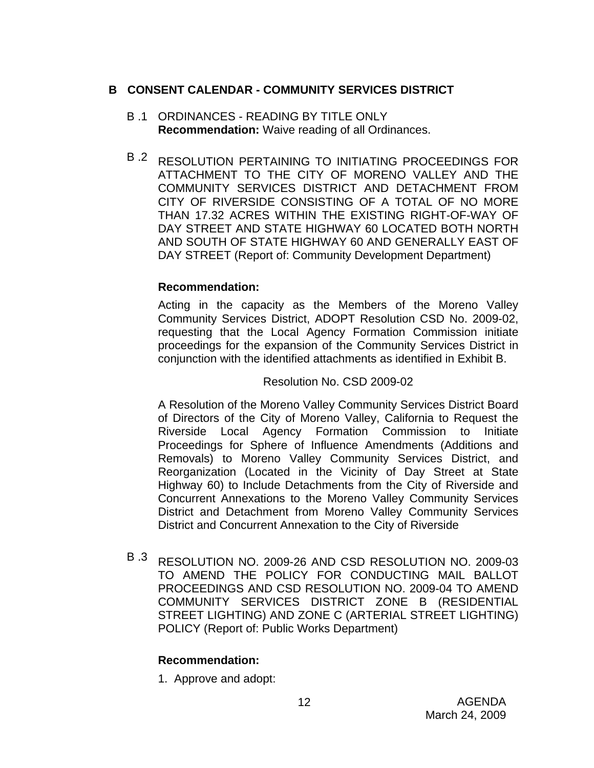## B CONSENT CALENDAR - COMMUNITY SERVICES DISTRICT

B .1 ORDINANCES - READING BY TITLE ONLY
**Recommendation:** Waive reading of all Ordinances.

B .2 RESOLUTION PERTAINING TO INITIATING PROCEEDINGS FOR ATTACHMENT TO THE CITY OF MORENO VALLEY AND THE COMMUNITY SERVICES DISTRICT AND DETACHMENT FROM CITY OF RIVERSIDE CONSISTING OF A TOTAL OF NO MORE THAN 17.32 ACRES WITHIN THE EXISTING RIGHT-OF-WAY OF DAY STREET AND STATE HIGHWAY 60 LOCATED BOTH NORTH AND SOUTH OF STATE HIGHWAY 60 AND GENERALLY EAST OF DAY STREET (Report of: Community Development Department)

**Recommendation:**

Acting in the capacity as the Members of the Moreno Valley Community Services District, ADOPT Resolution CSD No. 2009-02, requesting that the Local Agency Formation Commission initiate proceedings for the expansion of the Community Services District in conjunction with the identified attachments as identified in Exhibit B.

Resolution No. CSD 2009-02

A Resolution of the Moreno Valley Community Services District Board of Directors of the City of Moreno Valley, California to Request the Riverside Local Agency Formation Commission to Initiate Proceedings for Sphere of Influence Amendments (Additions and Removals) to Moreno Valley Community Services District, and Reorganization (Located in the Vicinity of Day Street at State Highway 60) to Include Detachments from the City of Riverside and Concurrent Annexations to the Moreno Valley Community Services District and Detachment from Moreno Valley Community Services District and Concurrent Annexation to the City of Riverside

B .3 RESOLUTION NO. 2009-26 AND CSD RESOLUTION NO. 2009-03 TO AMEND THE POLICY FOR CONDUCTING MAIL BALLOT PROCEEDINGS AND CSD RESOLUTION NO. 2009-04 TO AMEND COMMUNITY SERVICES DISTRICT ZONE B (RESIDENTIAL STREET LIGHTING) AND ZONE C (ARTERIAL STREET LIGHTING) POLICY (Report of: Public Works Department)

**Recommendation:**

1. Approve and adopt: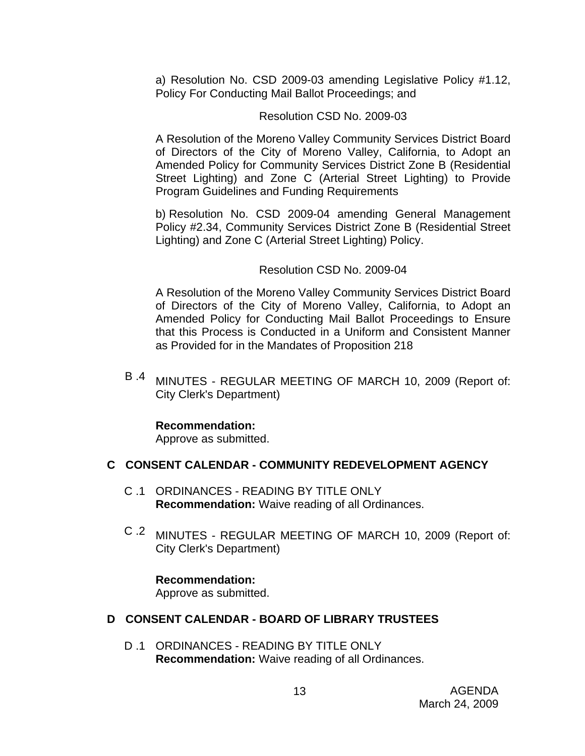a) Resolution No. CSD 2009-03 amending Legislative Policy #1.12, Policy For Conducting Mail Ballot Proceedings; and

Resolution CSD No. 2009-03

A Resolution of the Moreno Valley Community Services District Board of Directors of the City of Moreno Valley, California, to Adopt an Amended Policy for Community Services District Zone B (Residential Street Lighting) and Zone C (Arterial Street Lighting) to Provide Program Guidelines and Funding Requirements

b) Resolution No. CSD 2009-04 amending General Management Policy #2.34, Community Services District Zone B (Residential Street Lighting) and Zone C (Arterial Street Lighting) Policy.

Resolution CSD No. 2009-04

A Resolution of the Moreno Valley Community Services District Board of Directors of the City of Moreno Valley, California, to Adopt an Amended Policy for Conducting Mail Ballot Proceedings to Ensure that this Process is Conducted in a Uniform and Consistent Manner as Provided for in the Mandates of Proposition 218

B .4 MINUTES - REGULAR MEETING OF MARCH 10, 2009 (Report of: City Clerk's Department)

**Recommendation:**
Approve as submitted.

## C CONSENT CALENDAR - COMMUNITY REDEVELOPMENT AGENCY

C .1 ORDINANCES - READING BY TITLE ONLY
**Recommendation:** Waive reading of all Ordinances.

C .2 MINUTES - REGULAR MEETING OF MARCH 10, 2009 (Report of: City Clerk's Department)

**Recommendation:**
Approve as submitted.

## D CONSENT CALENDAR - BOARD OF LIBRARY TRUSTEES

D .1 ORDINANCES - READING BY TITLE ONLY
**Recommendation:** Waive reading of all Ordinances.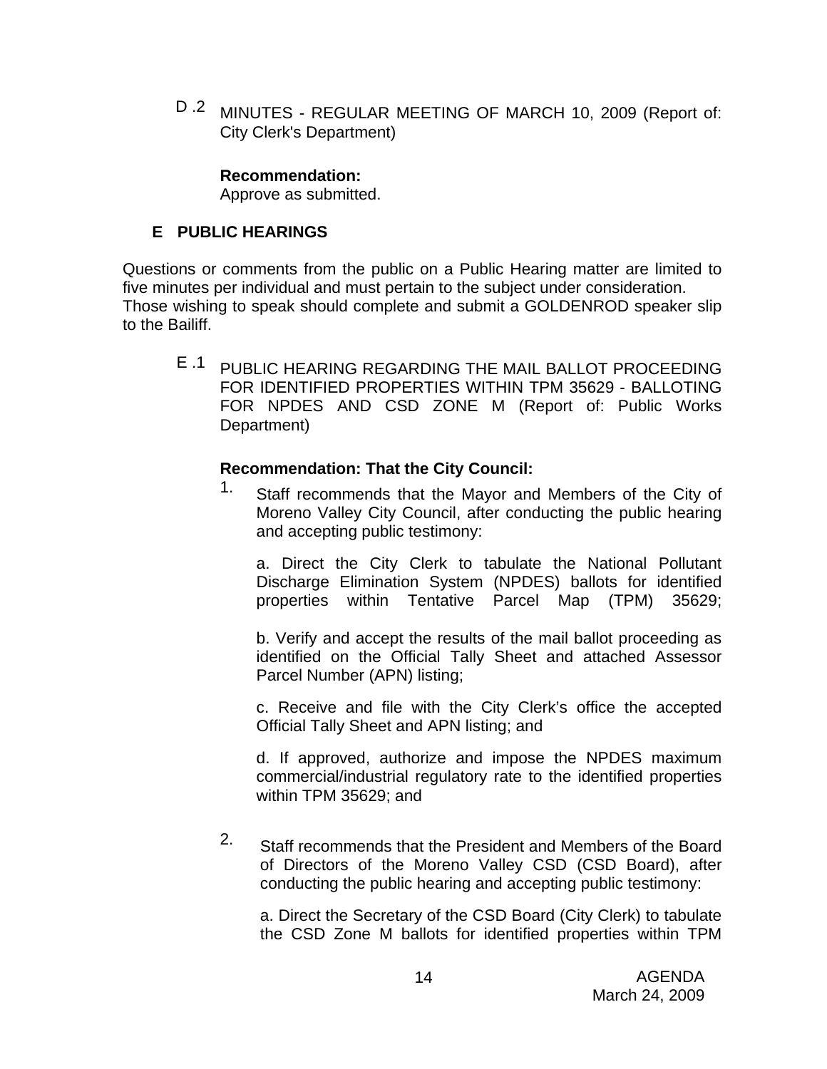D .2 MINUTES - REGULAR MEETING OF MARCH 10, 2009 (Report of: City Clerk's Department)

**Recommendation:**
Approve as submitted.

## E PUBLIC HEARINGS

Questions or comments from the public on a Public Hearing matter are limited to five minutes per individual and must pertain to the subject under consideration.
Those wishing to speak should complete and submit a GOLDENROD speaker slip to the Bailiff.

E .1 PUBLIC HEARING REGARDING THE MAIL BALLOT PROCEEDING FOR IDENTIFIED PROPERTIES WITHIN TPM 35629 - BALLOTING FOR NPDES AND CSD ZONE M (Report of: Public Works Department)

**Recommendation: That the City Council:**

1. Staff recommends that the Mayor and Members of the City of Moreno Valley City Council, after conducting the public hearing and accepting public testimony:

   a. Direct the City Clerk to tabulate the National Pollutant Discharge Elimination System (NPDES) ballots for identified properties within Tentative Parcel Map (TPM) 35629;

   b. Verify and accept the results of the mail ballot proceeding as identified on the Official Tally Sheet and attached Assessor Parcel Number (APN) listing;

   c. Receive and file with the City Clerk's office the accepted Official Tally Sheet and APN listing; and

   d. If approved, authorize and impose the NPDES maximum commercial/industrial regulatory rate to the identified properties within TPM 35629; and

2. Staff recommends that the President and Members of the Board of Directors of the Moreno Valley CSD (CSD Board), after conducting the public hearing and accepting public testimony:

   a. Direct the Secretary of the CSD Board (City Clerk) to tabulate the CSD Zone M ballots for identified properties within TPM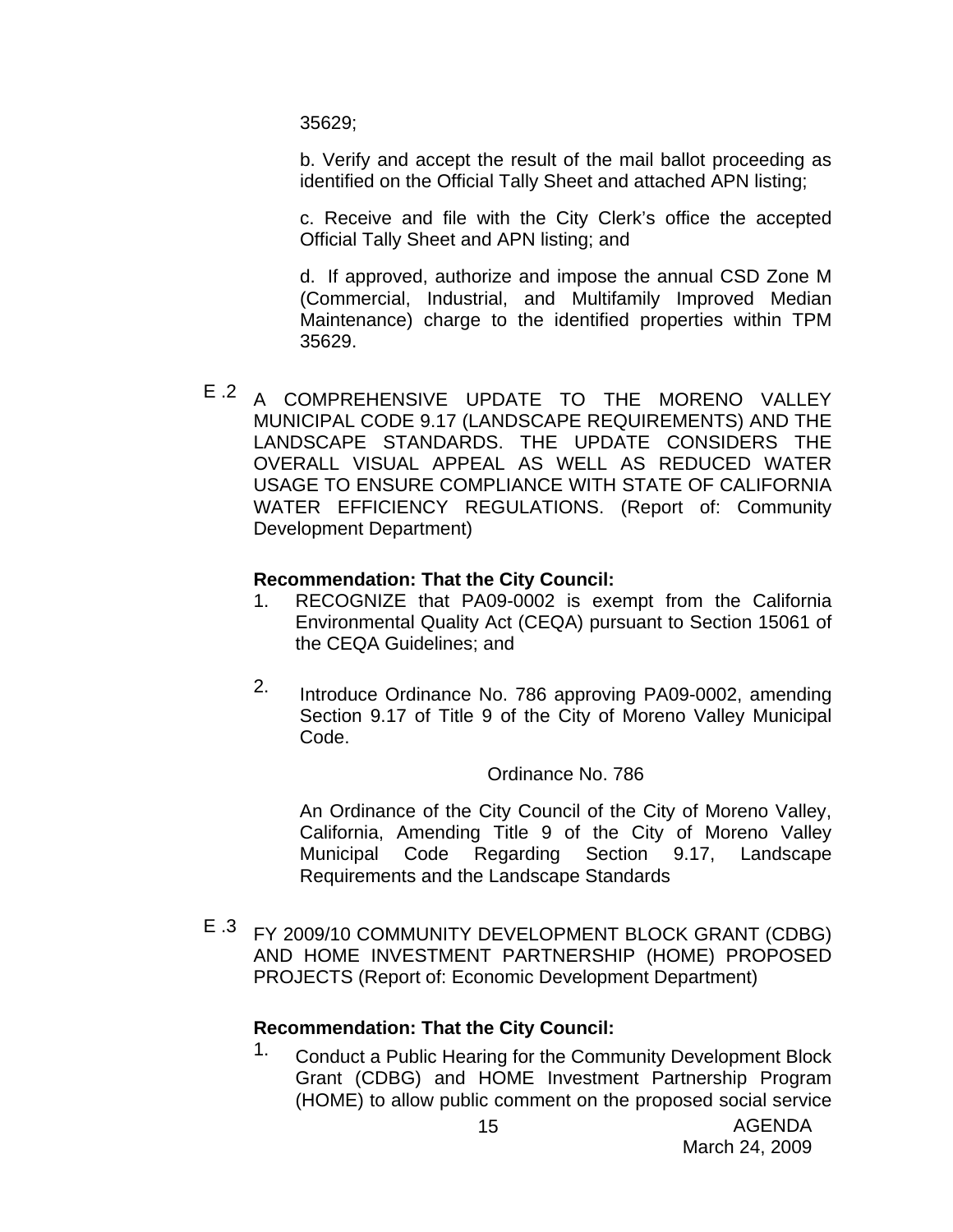35629;

b. Verify and accept the result of the mail ballot proceeding as identified on the Official Tally Sheet and attached APN listing;

c. Receive and file with the City Clerk's office the accepted Official Tally Sheet and APN listing; and

d. If approved, authorize and impose the annual CSD Zone M (Commercial, Industrial, and Multifamily Improved Median Maintenance) charge to the identified properties within TPM 35629.

E .2 A COMPREHENSIVE UPDATE TO THE MORENO VALLEY MUNICIPAL CODE 9.17 (LANDSCAPE REQUIREMENTS) AND THE LANDSCAPE STANDARDS. THE UPDATE CONSIDERS THE OVERALL VISUAL APPEAL AS WELL AS REDUCED WATER USAGE TO ENSURE COMPLIANCE WITH STATE OF CALIFORNIA WATER EFFICIENCY REGULATIONS. (Report of: Community Development Department)

**Recommendation: That the City Council:**

1. RECOGNIZE that PA09-0002 is exempt from the California Environmental Quality Act (CEQA) pursuant to Section 15061 of the CEQA Guidelines; and

2. Introduce Ordinance No. 786 approving PA09-0002, amending Section 9.17 of Title 9 of the City of Moreno Valley Municipal Code.

Ordinance No. 786

An Ordinance of the City Council of the City of Moreno Valley, California, Amending Title 9 of the City of Moreno Valley Municipal Code Regarding Section 9.17, Landscape Requirements and the Landscape Standards

E .3 FY 2009/10 COMMUNITY DEVELOPMENT BLOCK GRANT (CDBG) AND HOME INVESTMENT PARTNERSHIP (HOME) PROPOSED PROJECTS (Report of: Economic Development Department)

**Recommendation: That the City Council:**

1. Conduct a Public Hearing for the Community Development Block Grant (CDBG) and HOME Investment Partnership Program (HOME) to allow public comment on the proposed social service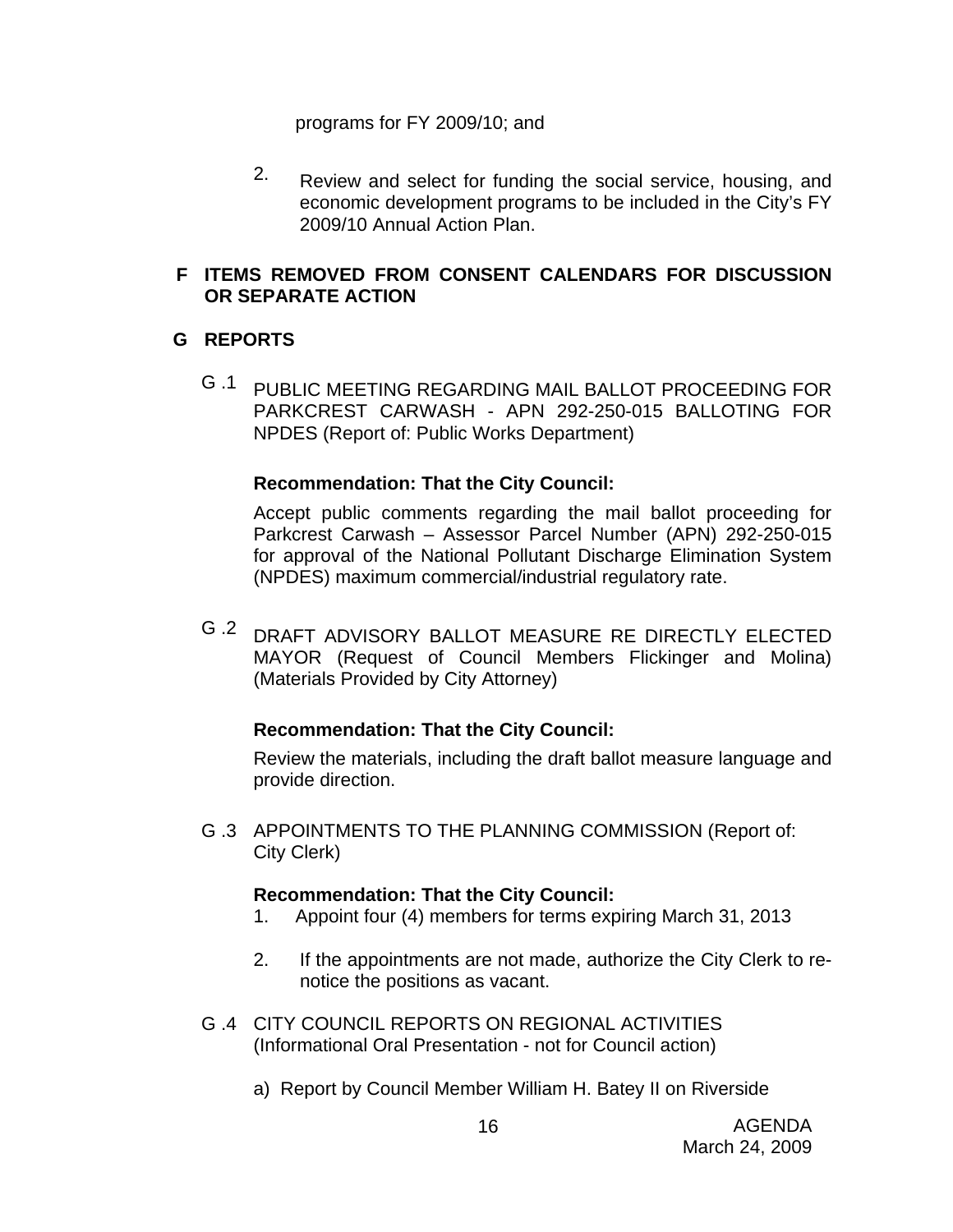programs for FY 2009/10; and

2. Review and select for funding the social service, housing, and economic development programs to be included in the City's FY 2009/10 Annual Action Plan.

## F ITEMS REMOVED FROM CONSENT CALENDARS FOR DISCUSSION OR SEPARATE ACTION

## G REPORTS

G .1 PUBLIC MEETING REGARDING MAIL BALLOT PROCEEDING FOR PARKCREST CARWASH - APN 292-250-015 BALLOTING FOR NPDES (Report of: Public Works Department)

**Recommendation: That the City Council:**

Accept public comments regarding the mail ballot proceeding for Parkcrest Carwash – Assessor Parcel Number (APN) 292-250-015 for approval of the National Pollutant Discharge Elimination System (NPDES) maximum commercial/industrial regulatory rate.

G .2 DRAFT ADVISORY BALLOT MEASURE RE DIRECTLY ELECTED MAYOR (Request of Council Members Flickinger and Molina) (Materials Provided by City Attorney)

**Recommendation: That the City Council:**

Review the materials, including the draft ballot measure language and provide direction.

G .3 APPOINTMENTS TO THE PLANNING COMMISSION (Report of: City Clerk)

**Recommendation: That the City Council:**

1. Appoint four (4) members for terms expiring March 31, 2013
2. If the appointments are not made, authorize the City Clerk to re-notice the positions as vacant.

G .4 CITY COUNCIL REPORTS ON REGIONAL ACTIVITIES (Informational Oral Presentation - not for Council action)

a) Report by Council Member William H. Batey II on Riverside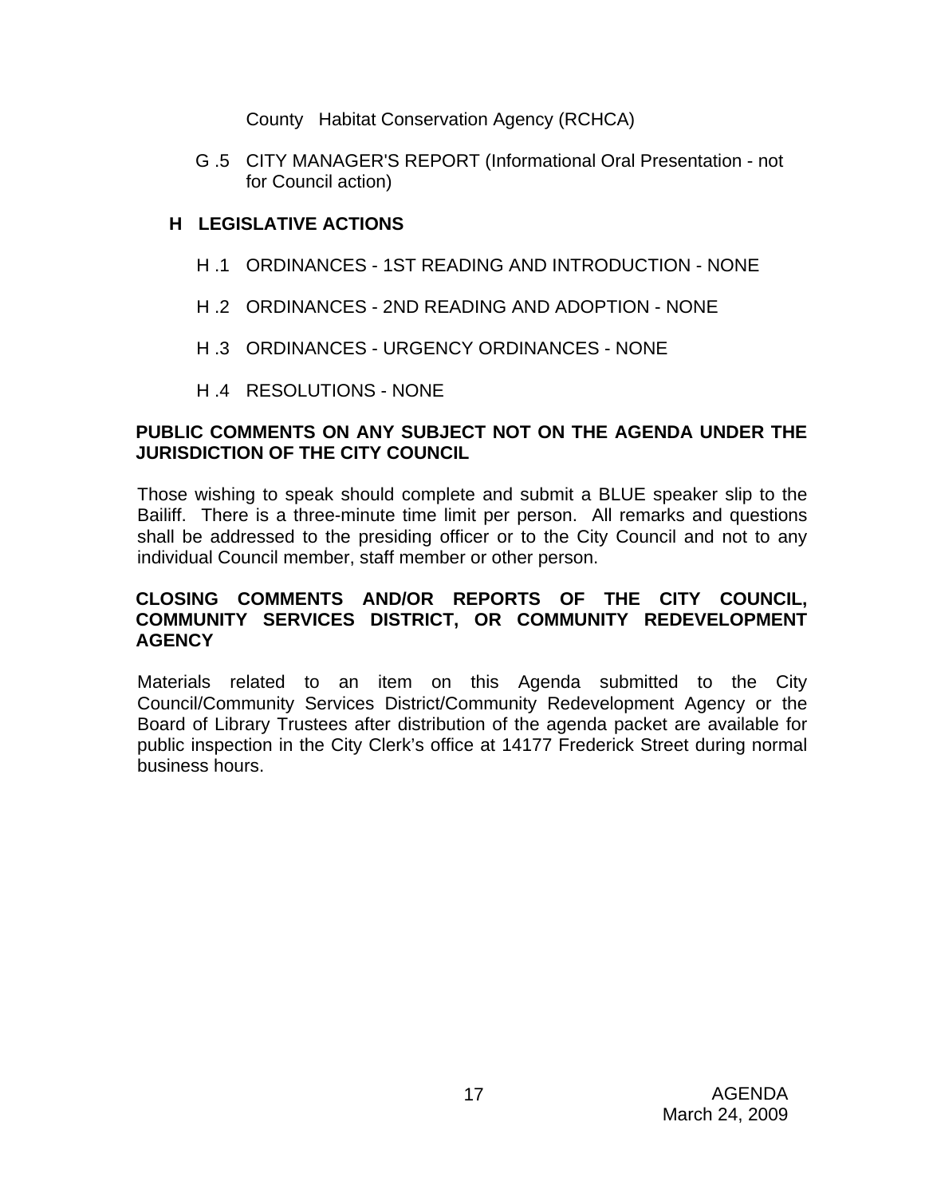County Habitat Conservation Agency (RCHCA)

G .5 CITY MANAGER'S REPORT (Informational Oral Presentation - not for Council action)

## H LEGISLATIVE ACTIONS

H .1 ORDINANCES - 1ST READING AND INTRODUCTION - NONE

H .2 ORDINANCES - 2ND READING AND ADOPTION - NONE

H .3 ORDINANCES - URGENCY ORDINANCES - NONE

H .4 RESOLUTIONS - NONE

**PUBLIC COMMENTS ON ANY SUBJECT NOT ON THE AGENDA UNDER THE JURISDICTION OF THE CITY COUNCIL**

Those wishing to speak should complete and submit a BLUE speaker slip to the Bailiff. There is a three-minute time limit per person. All remarks and questions shall be addressed to the presiding officer or to the City Council and not to any individual Council member, staff member or other person.

**CLOSING COMMENTS AND/OR REPORTS OF THE CITY COUNCIL, COMMUNITY SERVICES DISTRICT, OR COMMUNITY REDEVELOPMENT AGENCY**

Materials related to an item on this Agenda submitted to the City Council/Community Services District/Community Redevelopment Agency or the Board of Library Trustees after distribution of the agenda packet are available for public inspection in the City Clerk's office at 14177 Frederick Street during normal business hours.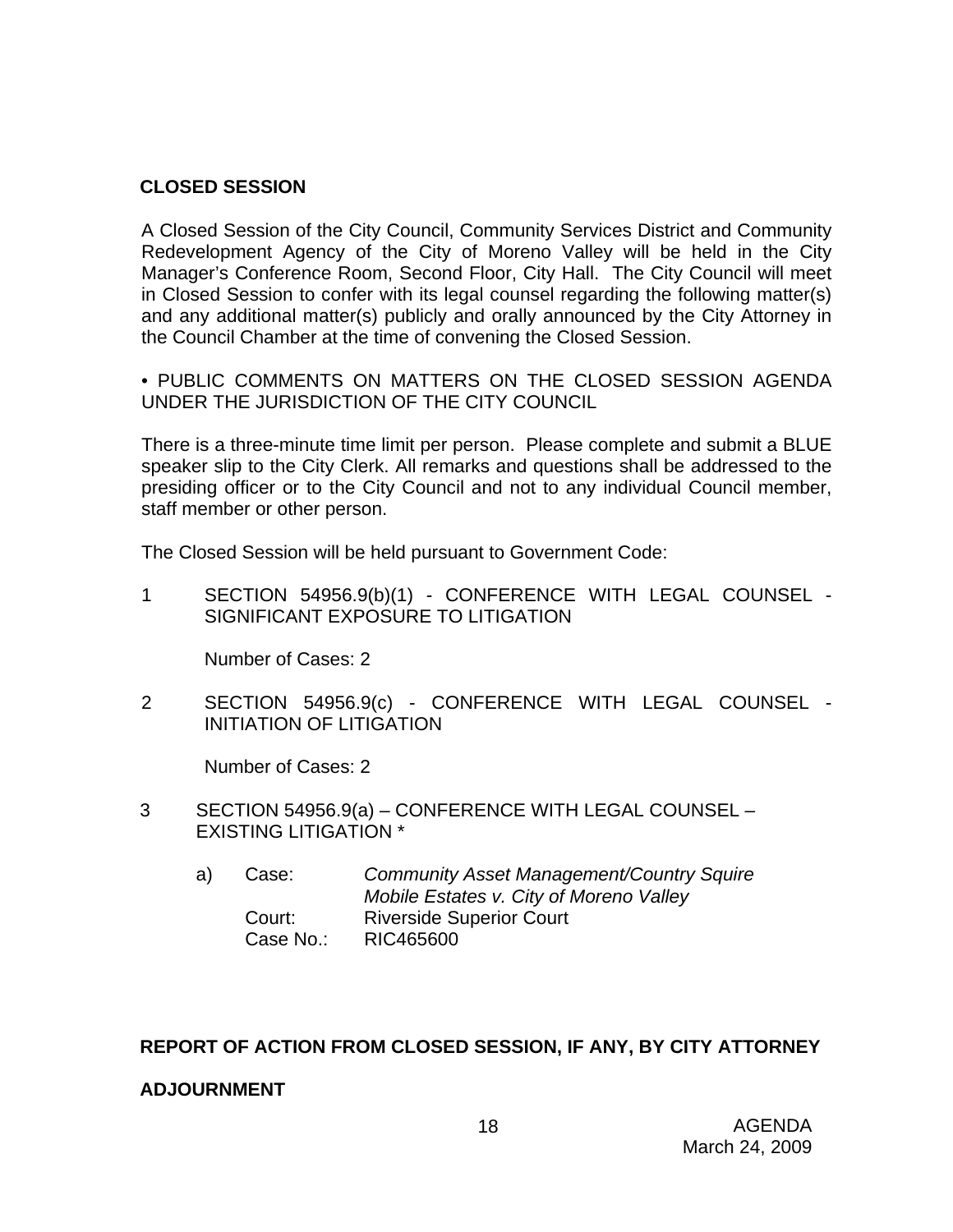## CLOSED SESSION

A Closed Session of the City Council, Community Services District and Community Redevelopment Agency of the City of Moreno Valley will be held in the City Manager's Conference Room, Second Floor, City Hall. The City Council will meet in Closed Session to confer with its legal counsel regarding the following matter(s) and any additional matter(s) publicly and orally announced by the City Attorney in the Council Chamber at the time of convening the Closed Session.

• PUBLIC COMMENTS ON MATTERS ON THE CLOSED SESSION AGENDA UNDER THE JURISDICTION OF THE CITY COUNCIL

There is a three-minute time limit per person. Please complete and submit a BLUE speaker slip to the City Clerk. All remarks and questions shall be addressed to the presiding officer or to the City Council and not to any individual Council member, staff member or other person.

The Closed Session will be held pursuant to Government Code:

1 SECTION 54956.9(b)(1) - CONFERENCE WITH LEGAL COUNSEL - SIGNIFICANT EXPOSURE TO LITIGATION

   Number of Cases: 2

2 SECTION 54956.9(c) - CONFERENCE WITH LEGAL COUNSEL - INITIATION OF LITIGATION

   Number of Cases: 2

3 SECTION 54956.9(a) – CONFERENCE WITH LEGAL COUNSEL – EXISTING LITIGATION *

   a) Case: *Community Asset Management/Country Squire Mobile Estates v. City of Moreno Valley*
      Court: Riverside Superior Court
      Case No.: RIC465600

## REPORT OF ACTION FROM CLOSED SESSION, IF ANY, BY CITY ATTORNEY

## ADJOURNMENT